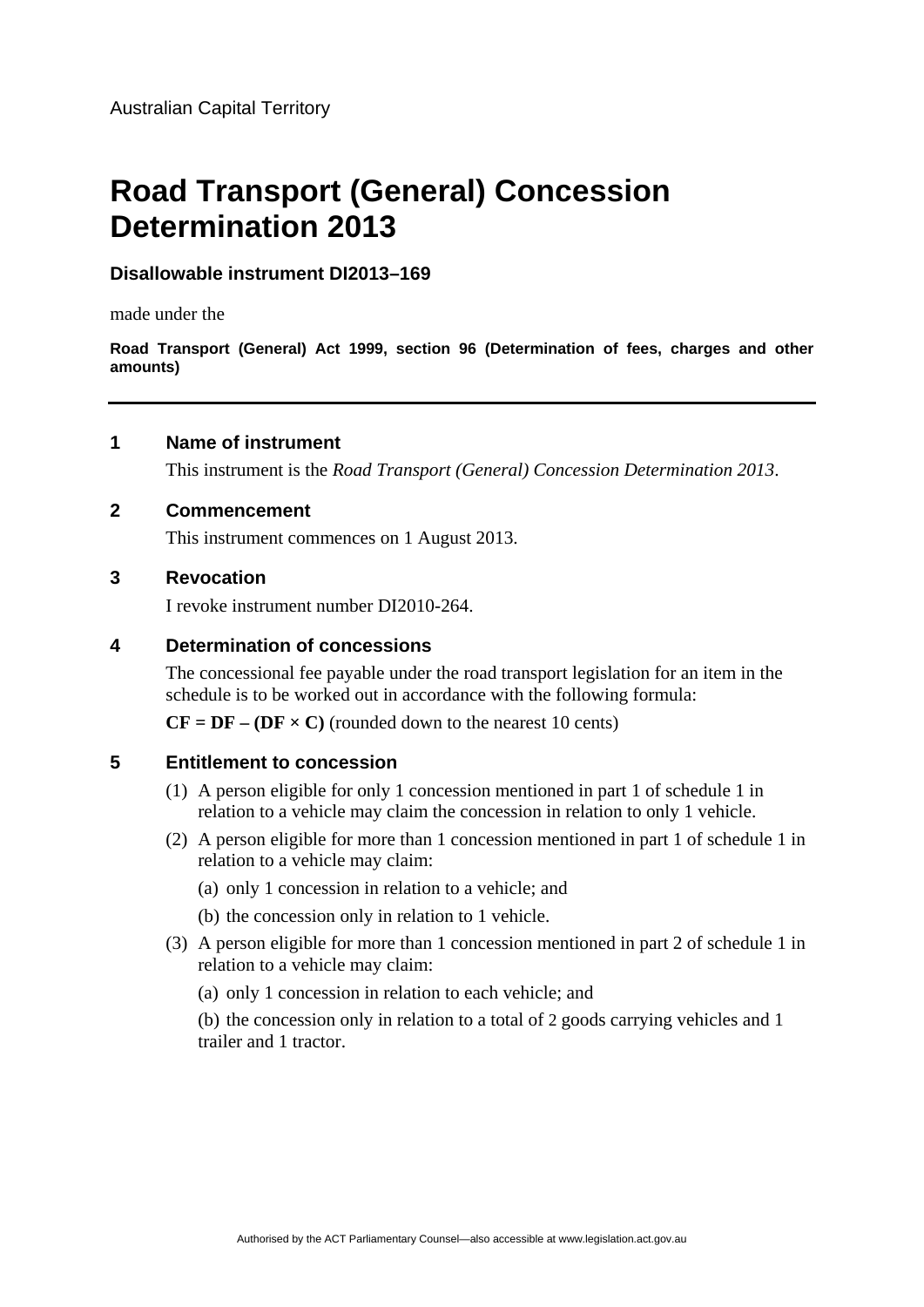Australian Capital Territory

# Road Transport (General) Concession Determination 2013

**Disallowable instrument DI2013–169**

made under the

**Road Transport (General) Act 1999, section 96 (Determination of fees, charges and other amounts)**

---

## 1 Name of instrument

This instrument is the *Road Transport (General) Concession Determination 2013*.

## 2 Commencement

This instrument commences on 1 August 2013.

## 3 Revocation

I revoke instrument number DI2010-264.

## 4 Determination of concessions

The concessional fee payable under the road transport legislation for an item in the schedule is to be worked out in accordance with the following formula:

**CF = DF – (DF × C)** (rounded down to the nearest 10 cents)

## 5 Entitlement to concession

(1) A person eligible for only 1 concession mentioned in part 1 of schedule 1 in relation to a vehicle may claim the concession in relation to only 1 vehicle.

(2) A person eligible for more than 1 concession mentioned in part 1 of schedule 1 in relation to a vehicle may claim:

(a) only 1 concession in relation to a vehicle; and

(b) the concession only in relation to 1 vehicle.

(3) A person eligible for more than 1 concession mentioned in part 2 of schedule 1 in relation to a vehicle may claim:

(a) only 1 concession in relation to each vehicle; and

(b) the concession only in relation to a total of 2 goods carrying vehicles and 1 trailer and 1 tractor.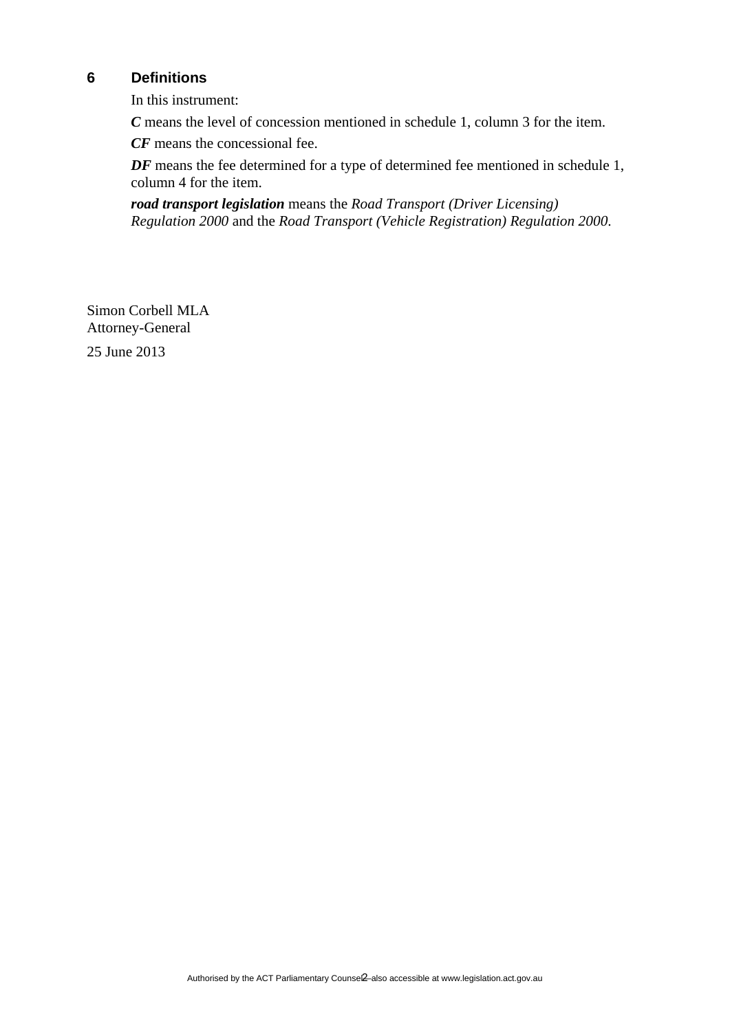## 6 Definitions

In this instrument:

***C*** means the level of concession mentioned in schedule 1, column 3 for the item.

***CF*** means the concessional fee.

***DF*** means the fee determined for a type of determined fee mentioned in schedule 1, column 4 for the item.

***road transport legislation*** means the *Road Transport (Driver Licensing) Regulation 2000* and the *Road Transport (Vehicle Registration) Regulation 2000*.

Simon Corbell MLA
Attorney-General

25 June 2013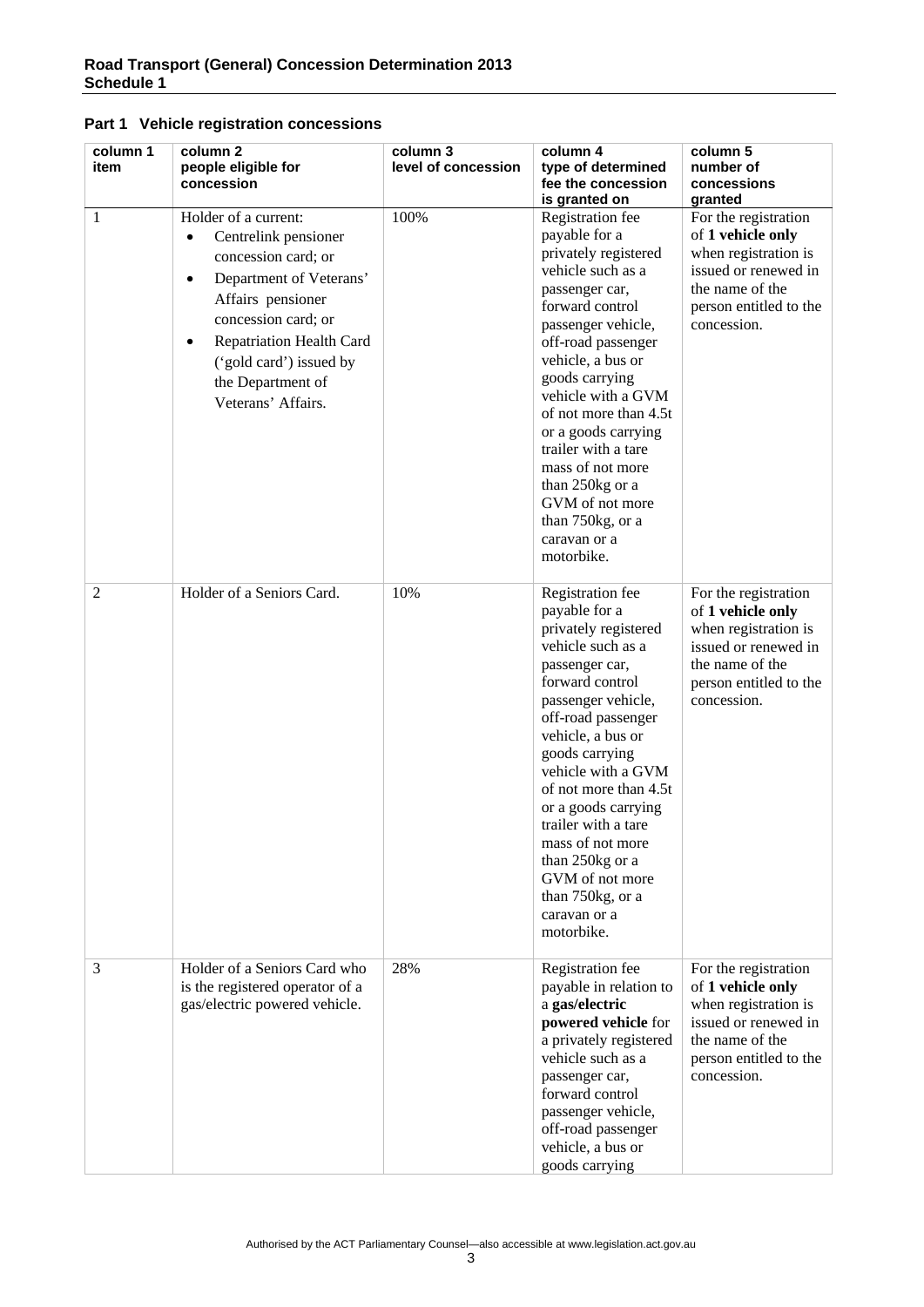## Part 1 Vehicle registration concessions

| column 1 item | column 2 people eligible for concession | column 3 level of concession | column 4 type of determined fee the concession is granted on | column 5 number of concessions granted |
|---|---|---|---|---|
| 1 | Holder of a current:<br>• Centrelink pensioner concession card; or<br>• Department of Veterans' Affairs pensioner concession card; or<br>• Repatriation Health Card ('gold card') issued by the Department of Veterans' Affairs. | 100% | Registration fee payable for a privately registered vehicle such as a passenger car, forward control passenger vehicle, off-road passenger vehicle, a bus or goods carrying vehicle with a GVM of not more than 4.5t or a goods carrying trailer with a tare mass of not more than 250kg or a GVM of not more than 750kg, or a caravan or a motorbike. | For the registration of **1 vehicle only** when registration is issued or renewed in the name of the person entitled to the concession. |
| 2 | Holder of a Seniors Card. | 10% | Registration fee payable for a privately registered vehicle such as a passenger car, forward control passenger vehicle, off-road passenger vehicle, a bus or goods carrying vehicle with a GVM of not more than 4.5t or a goods carrying trailer with a tare mass of not more than 250kg or a GVM of not more than 750kg, or a caravan or a motorbike. | For the registration of **1 vehicle only** when registration is issued or renewed in the name of the person entitled to the concession. |
| 3 | Holder of a Seniors Card who is the registered operator of a gas/electric powered vehicle. | 28% | Registration fee payable in relation to a **gas/electric powered vehicle** for a privately registered vehicle such as a passenger car, forward control passenger vehicle, off-road passenger vehicle, a bus or goods carrying | For the registration of **1 vehicle only** when registration is issued or renewed in the name of the person entitled to the concession. |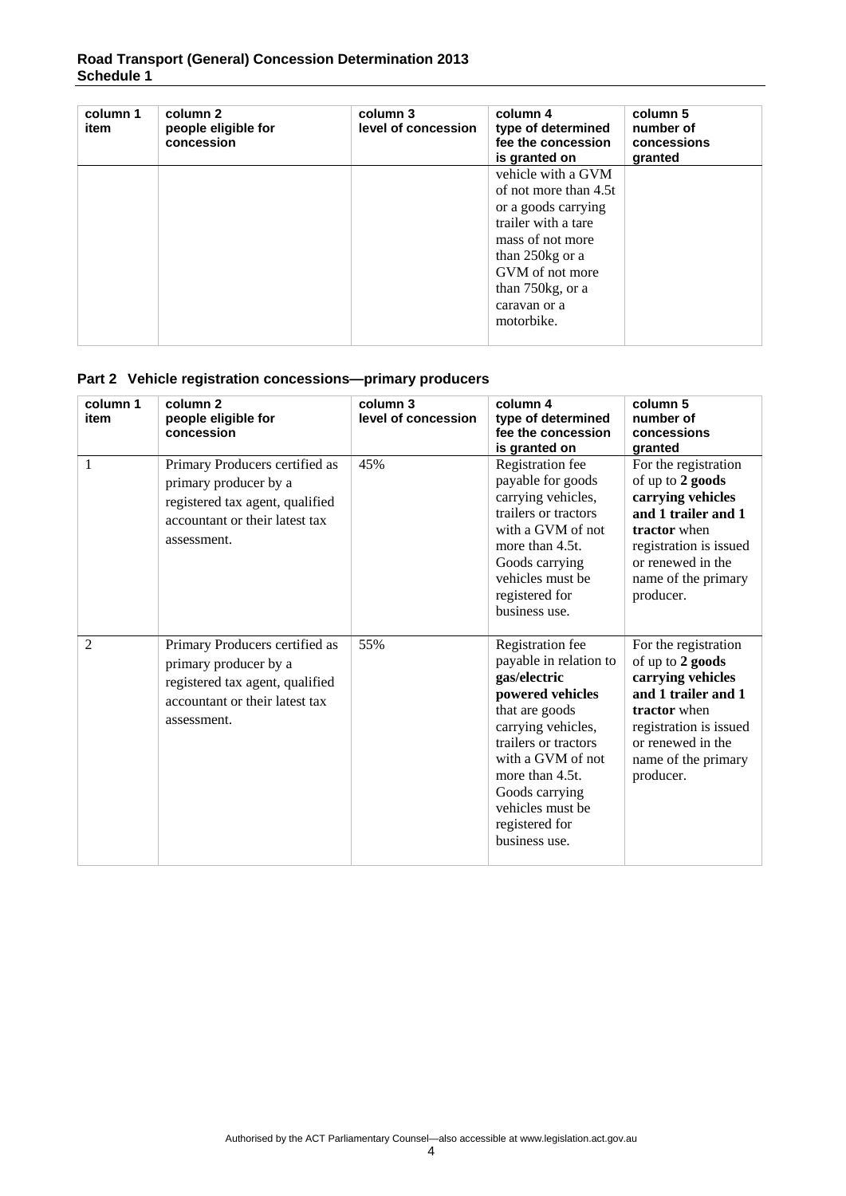| column 1 item | column 2 people eligible for concession | column 3 level of concession | column 4 type of determined fee the concession is granted on | column 5 number of concessions granted |
|---|---|---|---|---|
| | | | vehicle with a GVM of not more than 4.5t or a goods carrying trailer with a tare mass of not more than 250kg or a GVM of not more than 750kg, or a caravan or a motorbike. | |

## Part 2 Vehicle registration concessions—primary producers

| column 1 item | column 2 people eligible for concession | column 3 level of concession | column 4 type of determined fee the concession is granted on | column 5 number of concessions granted |
|---|---|---|---|---|
| 1 | Primary Producers certified as primary producer by a registered tax agent, qualified accountant or their latest tax assessment. | 45% | Registration fee payable for goods carrying vehicles, trailers or tractors with a GVM of not more than 4.5t. Goods carrying vehicles must be registered for business use. | For the registration of up to **2 goods carrying vehicles and 1 trailer and 1 tractor** when registration is issued or renewed in the name of the primary producer. |
| 2 | Primary Producers certified as primary producer by a registered tax agent, qualified accountant or their latest tax assessment. | 55% | Registration fee payable in relation to **gas/electric powered vehicles** that are goods carrying vehicles, trailers or tractors with a GVM of not more than 4.5t. Goods carrying vehicles must be registered for business use. | For the registration of up to **2 goods carrying vehicles and 1 trailer and 1 tractor** when registration is issued or renewed in the name of the primary producer. |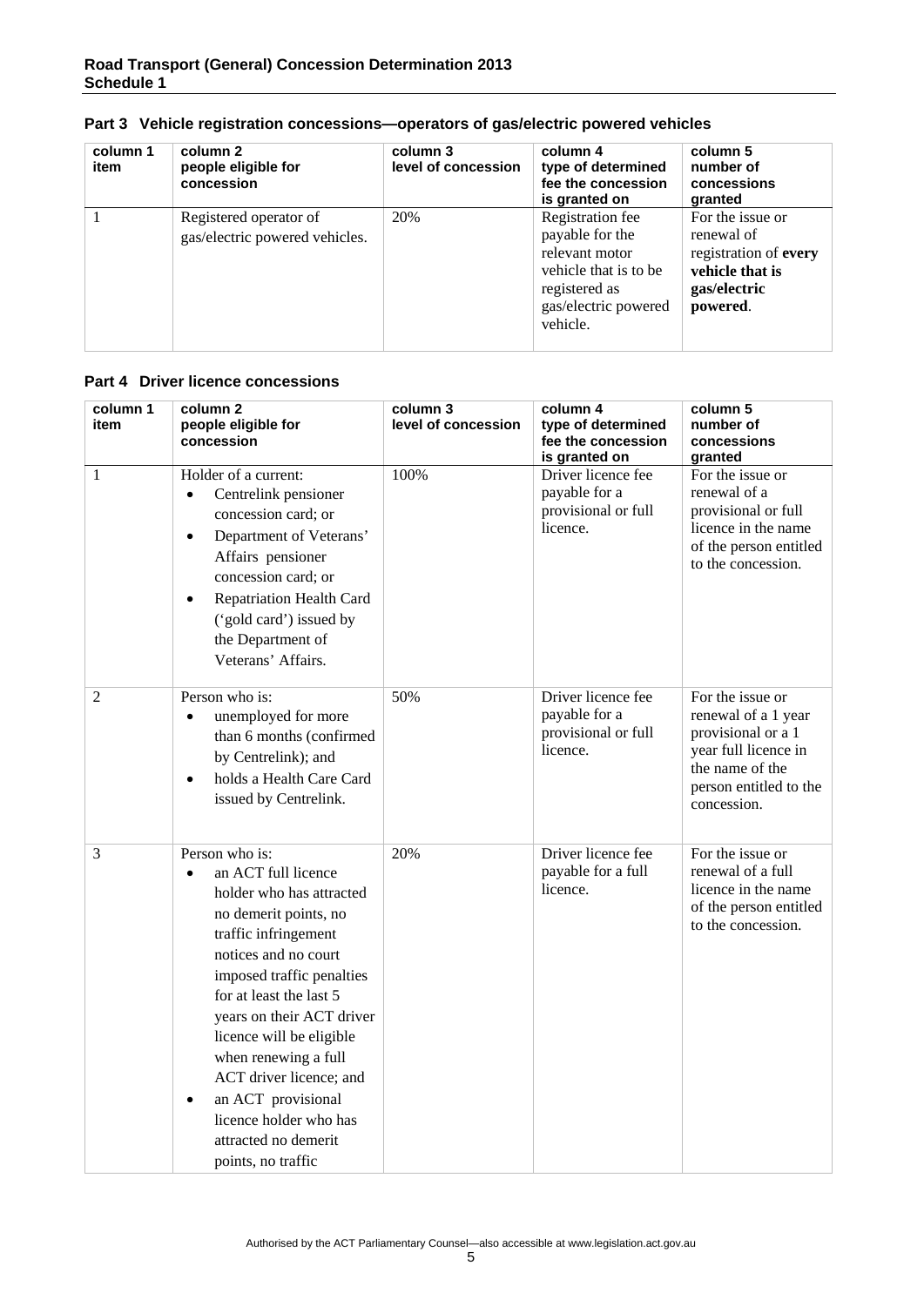## Part 3 Vehicle registration concessions—operators of gas/electric powered vehicles

| column 1 item | column 2 people eligible for concession | column 3 level of concession | column 4 type of determined fee the concession is granted on | column 5 number of concessions granted |
|---|---|---|---|---|
| 1 | Registered operator of gas/electric powered vehicles. | 20% | Registration fee payable for the relevant motor vehicle that is to be registered as gas/electric powered vehicle. | For the issue or renewal of registration of **every vehicle that is gas/electric powered**. |

## Part 4 Driver licence concessions

| column 1 item | column 2 people eligible for concession | column 3 level of concession | column 4 type of determined fee the concession is granted on | column 5 number of concessions granted |
|---|---|---|---|---|
| 1 | Holder of a current: <br>• Centrelink pensioner concession card; or <br>• Department of Veterans' Affairs pensioner concession card; or <br>• Repatriation Health Card ('gold card') issued by the Department of Veterans' Affairs. | 100% | Driver licence fee payable for a provisional or full licence. | For the issue or renewal of a provisional or full licence in the name of the person entitled to the concession. |
| 2 | Person who is: <br>• unemployed for more than 6 months (confirmed by Centrelink); and <br>• holds a Health Care Card issued by Centrelink. | 50% | Driver licence fee payable for a provisional or full licence. | For the issue or renewal of a 1 year provisional or a 1 year full licence in the name of the person entitled to the concession. |
| 3 | Person who is: <br>• an ACT full licence holder who has attracted no demerit points, no traffic infringement notices and no court imposed traffic penalties for at least the last 5 years on their ACT driver licence will be eligible when renewing a full ACT driver licence; and <br>• an ACT provisional licence holder who has attracted no demerit points, no traffic | 20% | Driver licence fee payable for a full licence. | For the issue or renewal of a full licence in the name of the person entitled to the concession. |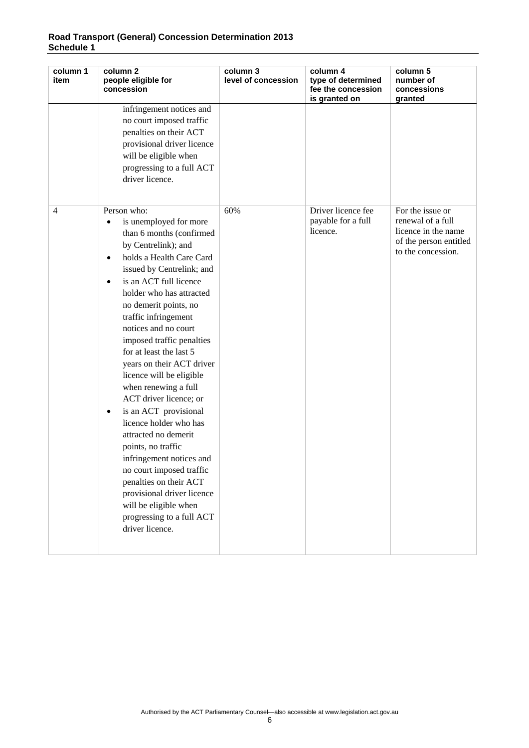| column 1 item | column 2 people eligible for concession | column 3 level of concession | column 4 type of determined fee the concession is granted on | column 5 number of concessions granted |
| --- | --- | --- | --- | --- |
| | infringement notices and no court imposed traffic penalties on their ACT provisional driver licence will be eligible when progressing to a full ACT driver licence. | | | |
| 4 | Person who:<br>• is unemployed for more than 6 months (confirmed by Centrelink); and<br>• holds a Health Care Card issued by Centrelink; and<br>• is an ACT full licence holder who has attracted no demerit points, no traffic infringement notices and no court imposed traffic penalties for at least the last 5 years on their ACT driver licence will be eligible when renewing a full ACT driver licence; or<br>• is an ACT provisional licence holder who has attracted no demerit points, no traffic infringement notices and no court imposed traffic penalties on their ACT provisional driver licence will be eligible when progressing to a full ACT driver licence. | 60% | Driver licence fee payable for a full licence. | For the issue or renewal of a full licence in the name of the person entitled to the concession. |